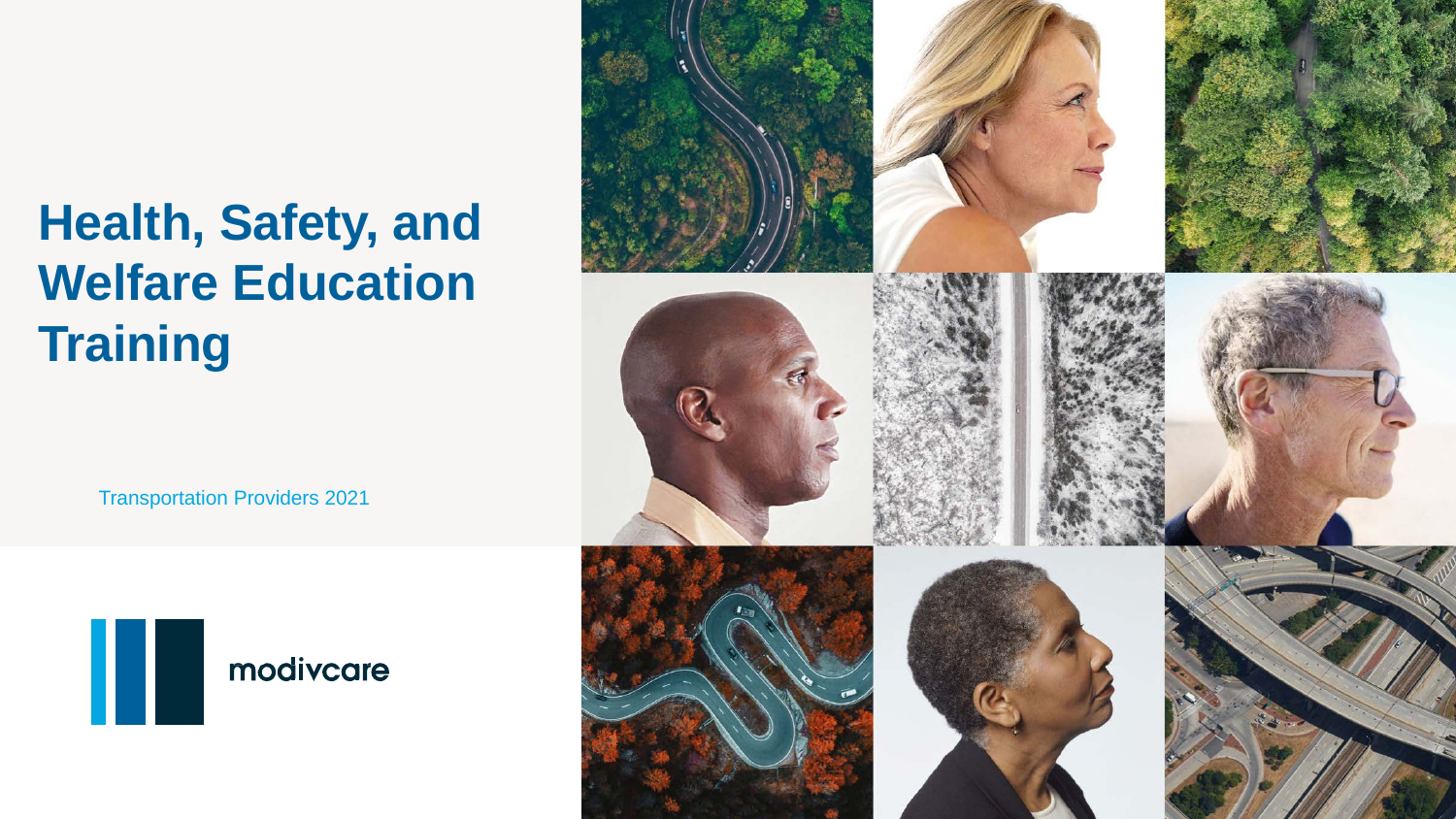# Health, Safety, and Welfare Education Training

Transportation Providers 2021

modivcare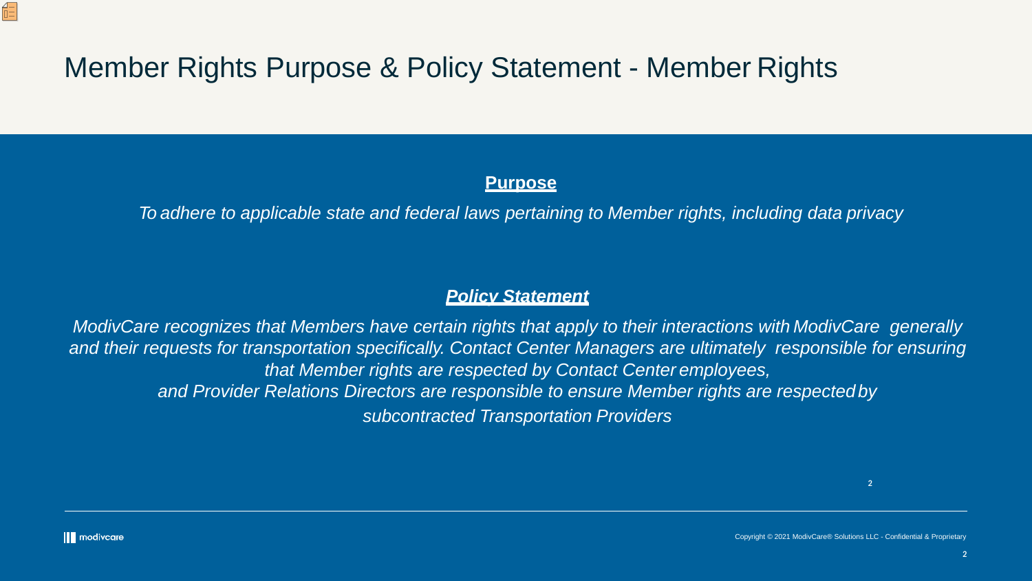# Member Rights Purpose & Policy Statement - Member Rights

**Purpose**

*To adhere to applicable state and federal laws pertaining to Member rights, including data privacy*

***Policy Statement***

*ModivCare recognizes that Members have certain rights that apply to their interactions with ModivCare generally and their requests for transportation specifically. Contact Center Managers are ultimately responsible for ensuring that Member rights are respected by Contact Center employees, and Provider Relations Directors are responsible to ensure Member rights are respected by subcontracted Transportation Providers*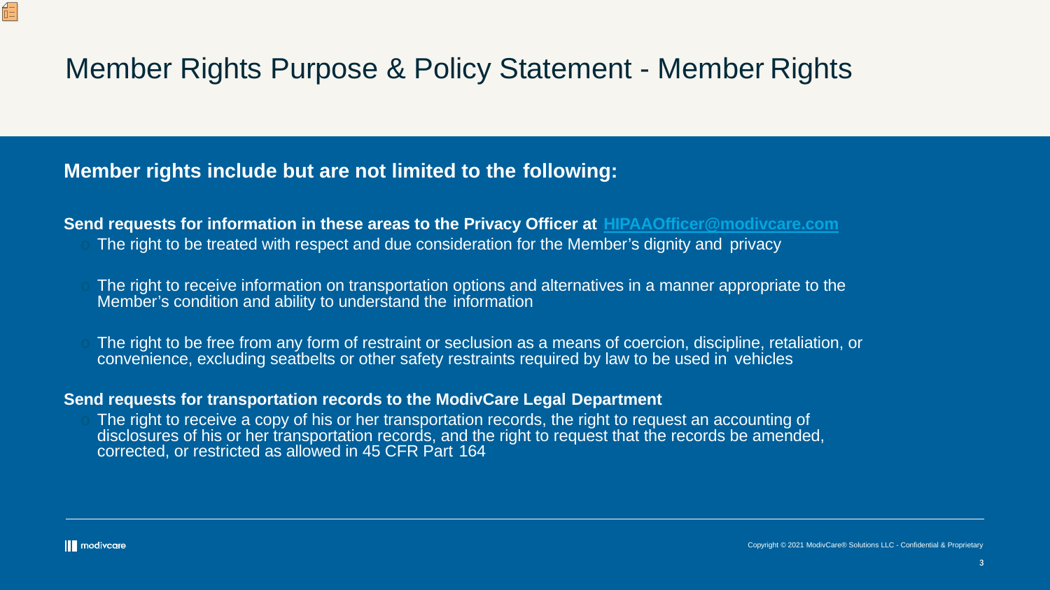# Member Rights Purpose & Policy Statement - Member Rights

## Member rights include but are not limited to the following:

**Send requests for information in these areas to the Privacy Officer at** **HIPAAOfficer@modivcare.com**

- The right to be treated with respect and due consideration for the Member's dignity and privacy
- The right to receive information on transportation options and alternatives in a manner appropriate to the Member's condition and ability to understand the information
- The right to be free from any form of restraint or seclusion as a means of coercion, discipline, retaliation, or convenience, excluding seatbelts or other safety restraints required by law to be used in vehicles

**Send requests for transportation records to the ModivCare Legal Department**

- The right to receive a copy of his or her transportation records, the right to request an accounting of disclosures of his or her transportation records, and the right to request that the records be amended, corrected, or restricted as allowed in 45 CFR Part 164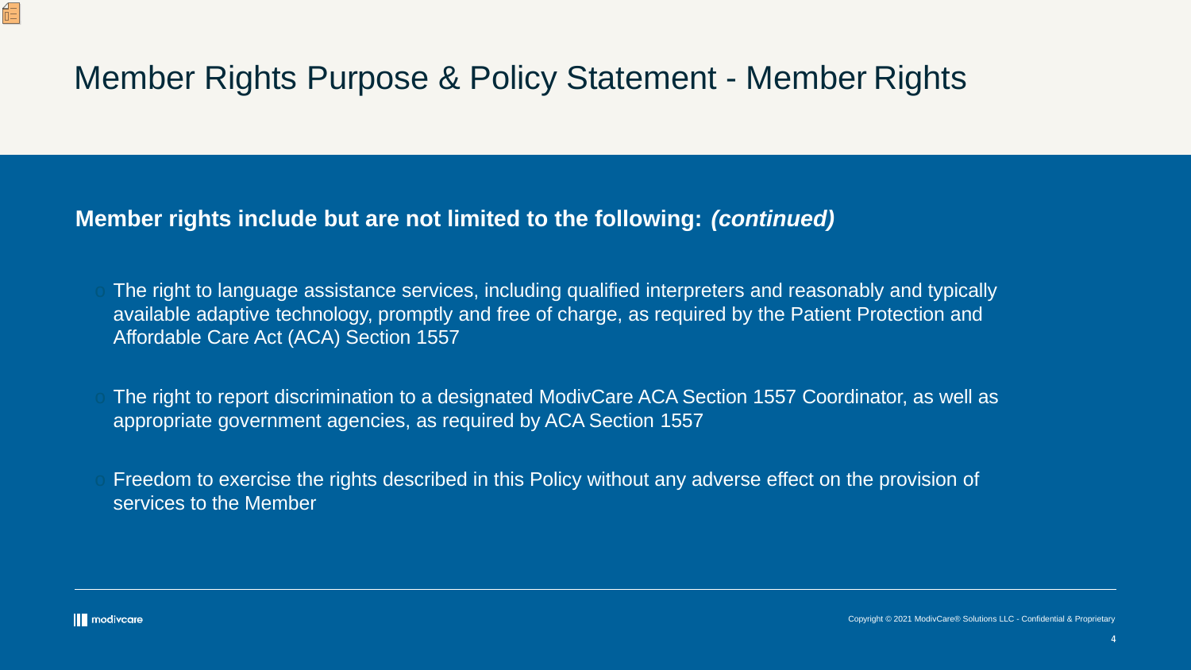# Member Rights Purpose & Policy Statement - Member Rights

**Member rights include but are not limited to the following:** ***(continued)***

- The right to language assistance services, including qualified interpreters and reasonably and typically available adaptive technology, promptly and free of charge, as required by the Patient Protection and Affordable Care Act (ACA) Section 1557
- The right to report discrimination to a designated ModivCare ACA Section 1557 Coordinator, as well as appropriate government agencies, as required by ACA Section 1557
- Freedom to exercise the rights described in this Policy without any adverse effect on the provision of services to the Member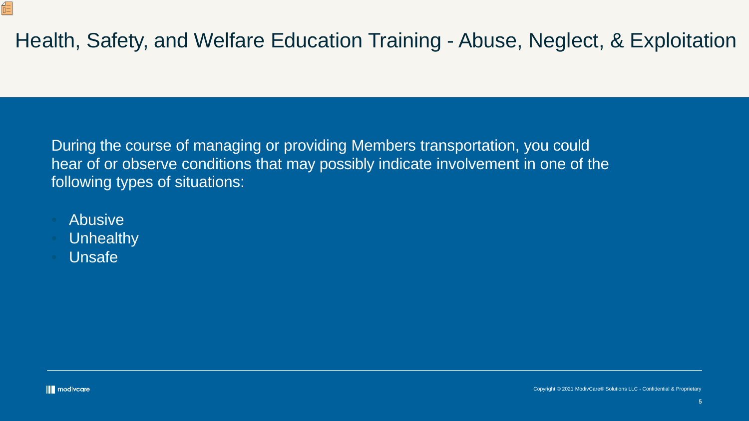# Health, Safety, and Welfare Education Training - Abuse, Neglect, & Exploitation

During the course of managing or providing Members transportation, you could hear of or observe conditions that may possibly indicate involvement in one of the following types of situations:

- Abusive
- Unhealthy
- Unsafe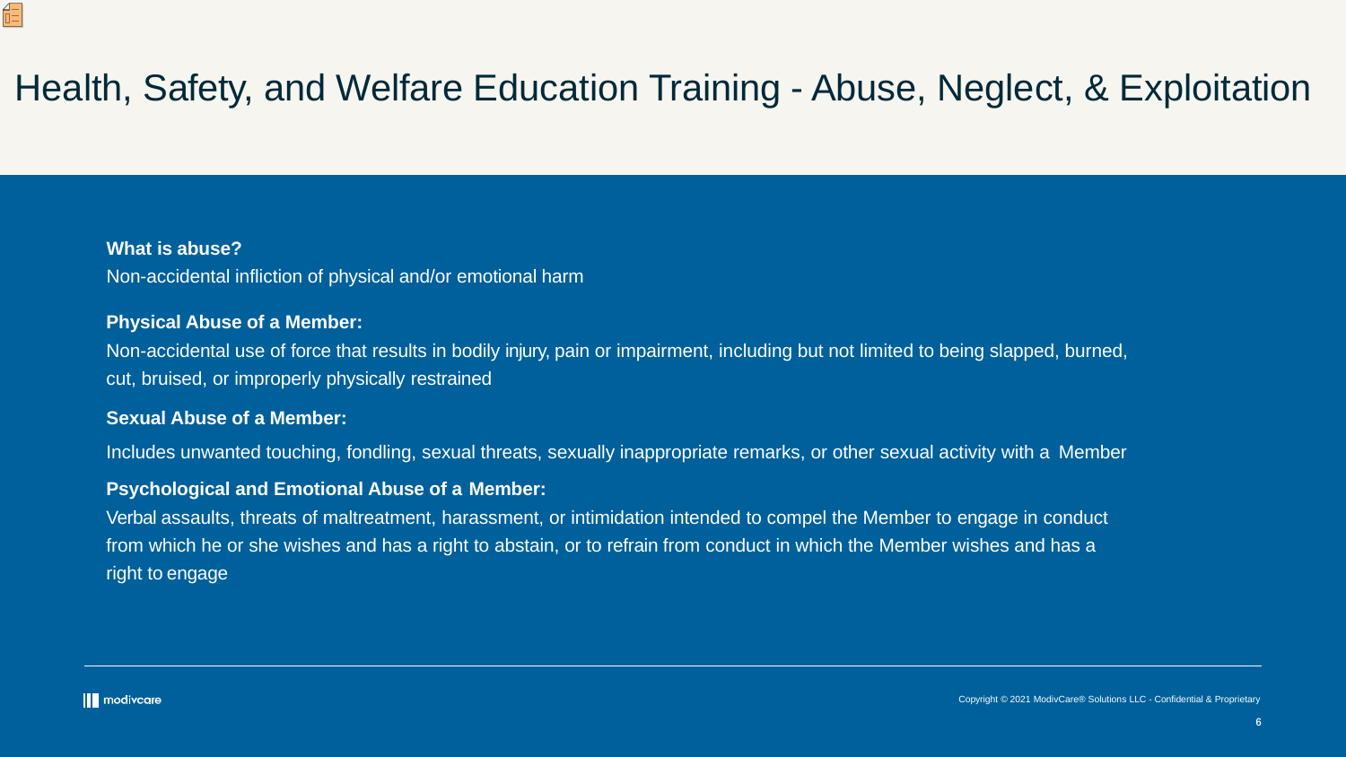# Health, Safety, and Welfare Education Training - Abuse, Neglect, & Exploitation

**What is abuse?**

Non-accidental infliction of physical and/or emotional harm

**Physical Abuse of a Member:**

Non-accidental use of force that results in bodily injury, pain or impairment, including but not limited to being slapped, burned, cut, bruised, or improperly physically restrained

**Sexual Abuse of a Member:**

Includes unwanted touching, fondling, sexual threats, sexually inappropriate remarks, or other sexual activity with a Member

**Psychological and Emotional Abuse of a Member:**

Verbal assaults, threats of maltreatment, harassment, or intimidation intended to compel the Member to engage in conduct from which he or she wishes and has a right to abstain, or to refrain from conduct in which the Member wishes and has a right to engage

modivcare

Copyright © 2021 ModivCare® Solutions LLC - Confidential & Proprietary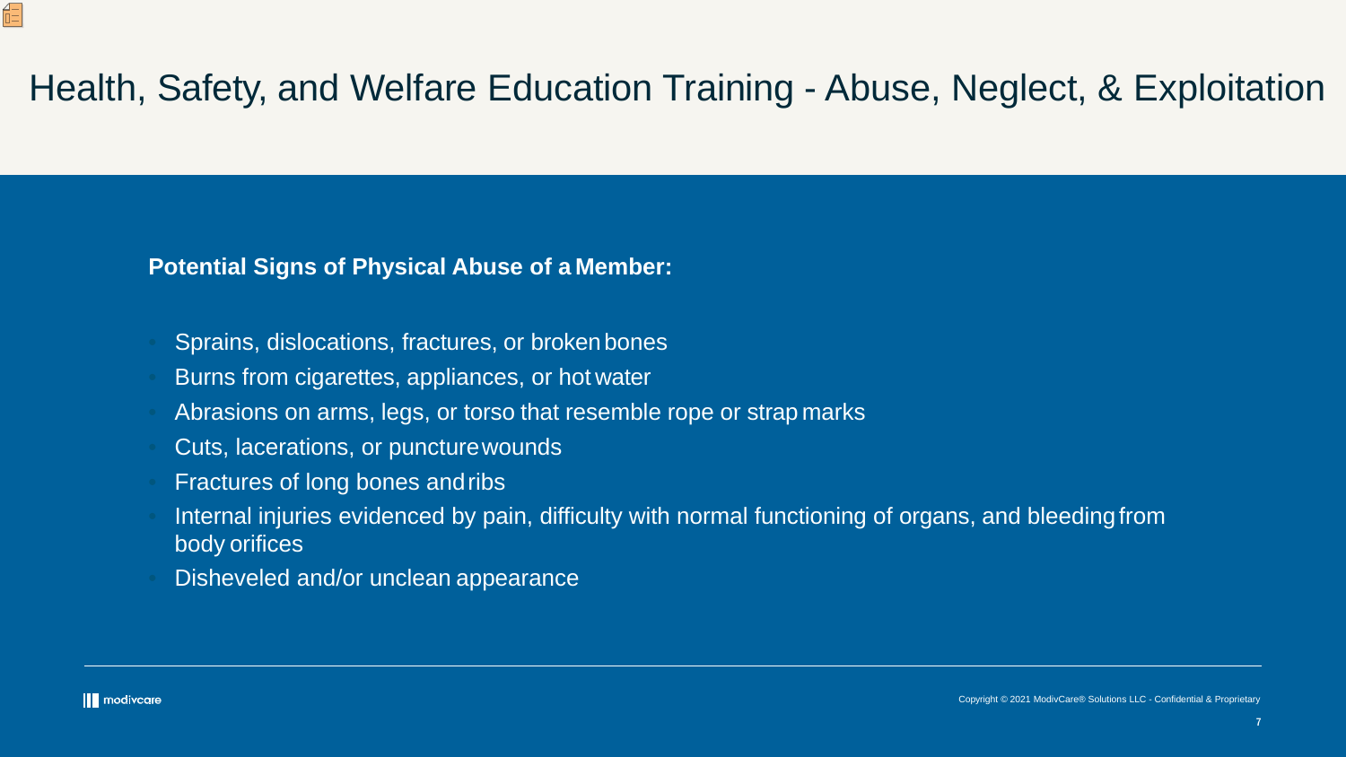# Health, Safety, and Welfare Education Training - Abuse, Neglect, & Exploitation

**Potential Signs of Physical Abuse of a Member:**

- Sprains, dislocations, fractures, or broken bones
- Burns from cigarettes, appliances, or hot water
- Abrasions on arms, legs, or torso that resemble rope or strap marks
- Cuts, lacerations, or puncture wounds
- Fractures of long bones and ribs
- Internal injuries evidenced by pain, difficulty with normal functioning of organs, and bleeding from body orifices
- Disheveled and/or unclean appearance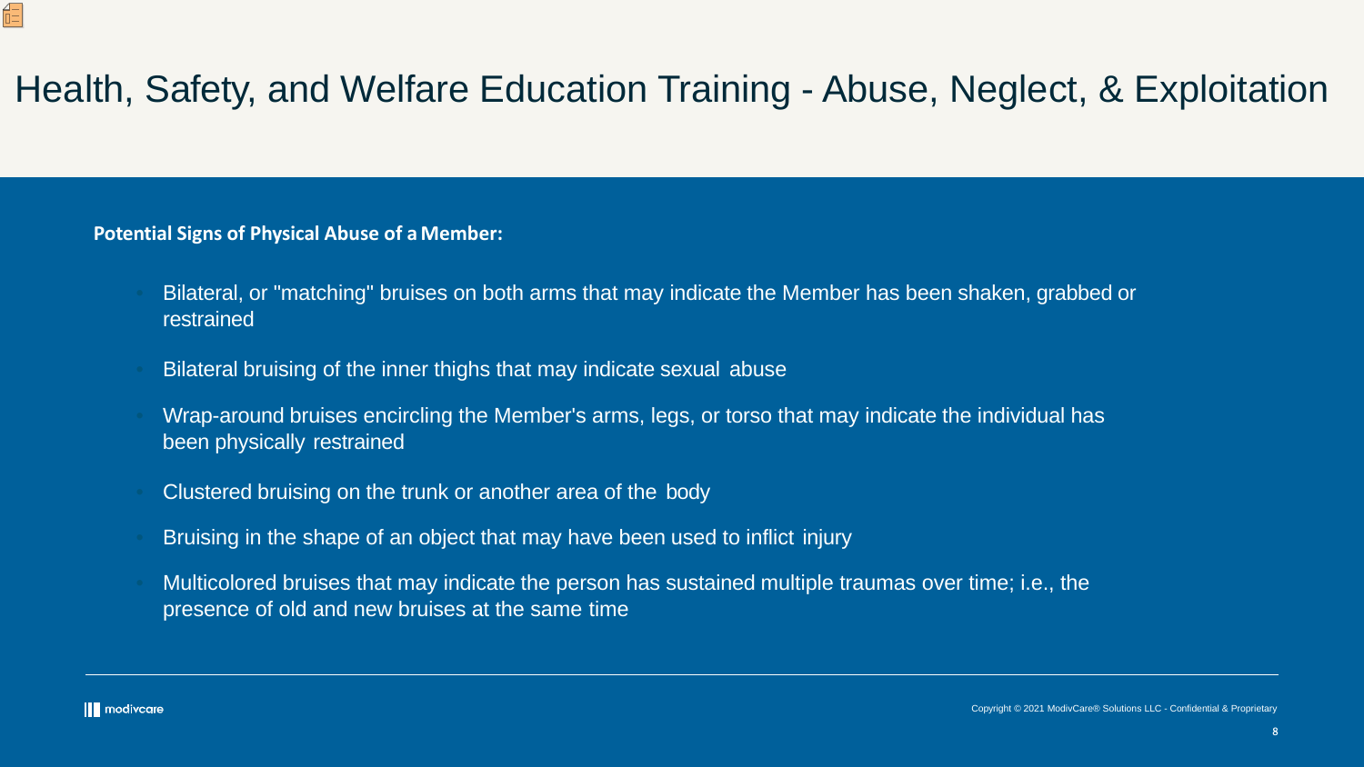# Health, Safety, and Welfare Education Training - Abuse, Neglect, & Exploitation

**Potential Signs of Physical Abuse of a Member:**

- Bilateral, or "matching" bruises on both arms that may indicate the Member has been shaken, grabbed or restrained
- Bilateral bruising of the inner thighs that may indicate sexual abuse
- Wrap-around bruises encircling the Member's arms, legs, or torso that may indicate the individual has been physically restrained
- Clustered bruising on the trunk or another area of the body
- Bruising in the shape of an object that may have been used to inflict injury
- Multicolored bruises that may indicate the person has sustained multiple traumas over time; i.e., the presence of old and new bruises at the same time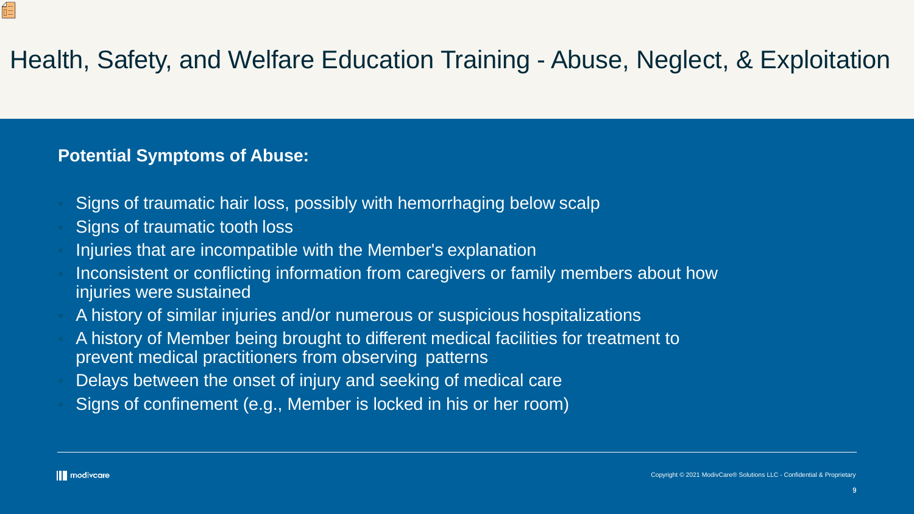# Health, Safety, and Welfare Education Training - Abuse, Neglect, & Exploitation

**Potential Symptoms of Abuse:**

- Signs of traumatic hair loss, possibly with hemorrhaging below scalp
- Signs of traumatic tooth loss
- Injuries that are incompatible with the Member's explanation
- Inconsistent or conflicting information from caregivers or family members about how injuries were sustained
- A history of similar injuries and/or numerous or suspicious hospitalizations
- A history of Member being brought to different medical facilities for treatment to prevent medical practitioners from observing patterns
- Delays between the onset of injury and seeking of medical care
- Signs of confinement (e.g., Member is locked in his or her room)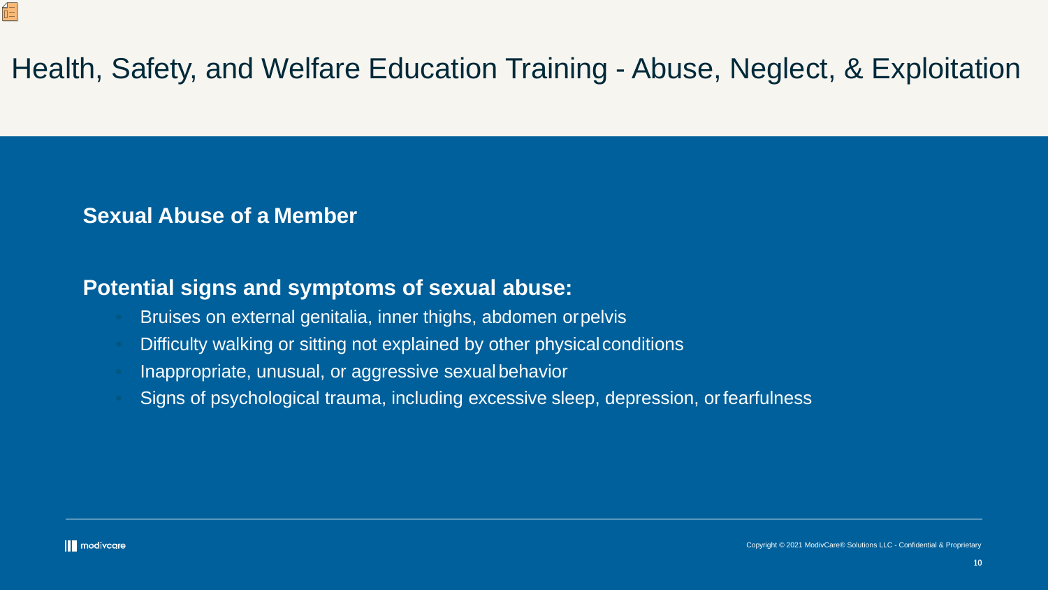# Health, Safety, and Welfare Education Training - Abuse, Neglect, & Exploitation

**Sexual Abuse of a Member**

**Potential signs and symptoms of sexual abuse:**

- Bruises on external genitalia, inner thighs, abdomen or pelvis
- Difficulty walking or sitting not explained by other physical conditions
- Inappropriate, unusual, or aggressive sexual behavior
- Signs of psychological trauma, including excessive sleep, depression, or fearfulness

Copyright © 2021 ModivCare® Solutions LLC - Confidential & Proprietary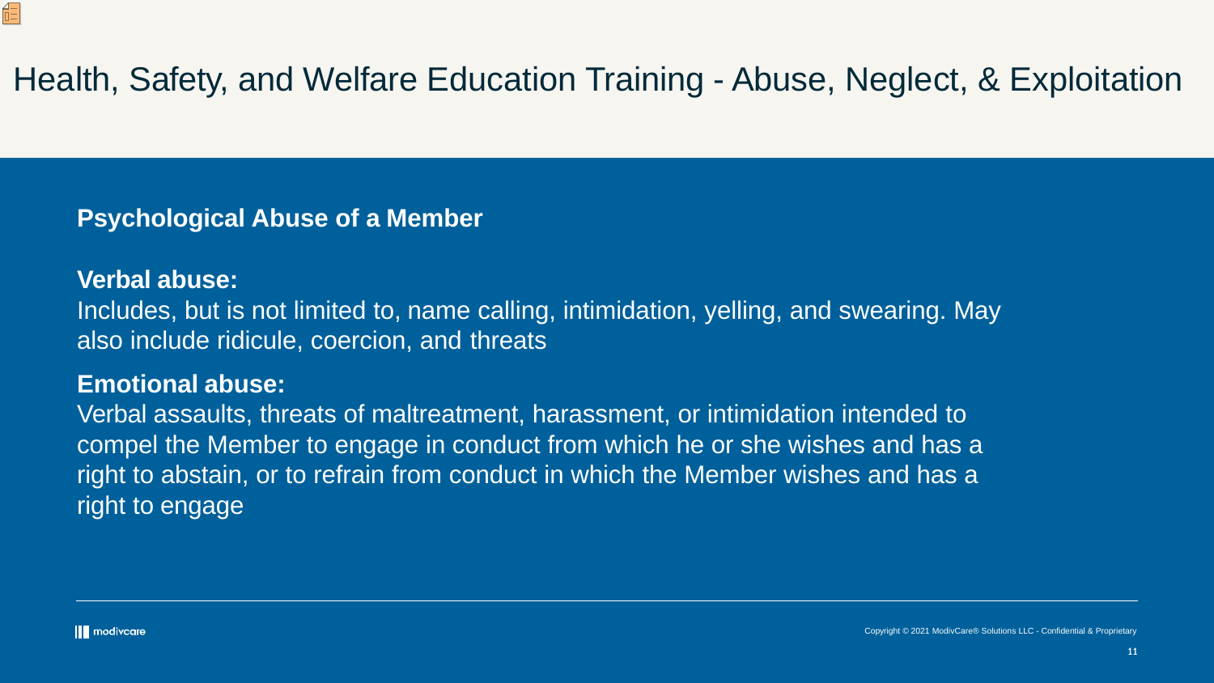# Health, Safety, and Welfare Education Training - Abuse, Neglect, & Exploitation

## Psychological Abuse of a Member

**Verbal abuse:**

Includes, but is not limited to, name calling, intimidation, yelling, and swearing. May also include ridicule, coercion, and threats

**Emotional abuse:**

Verbal assaults, threats of maltreatment, harassment, or intimidation intended to compel the Member to engage in conduct from which he or she wishes and has a right to abstain, or to refrain from conduct in which the Member wishes and has a right to engage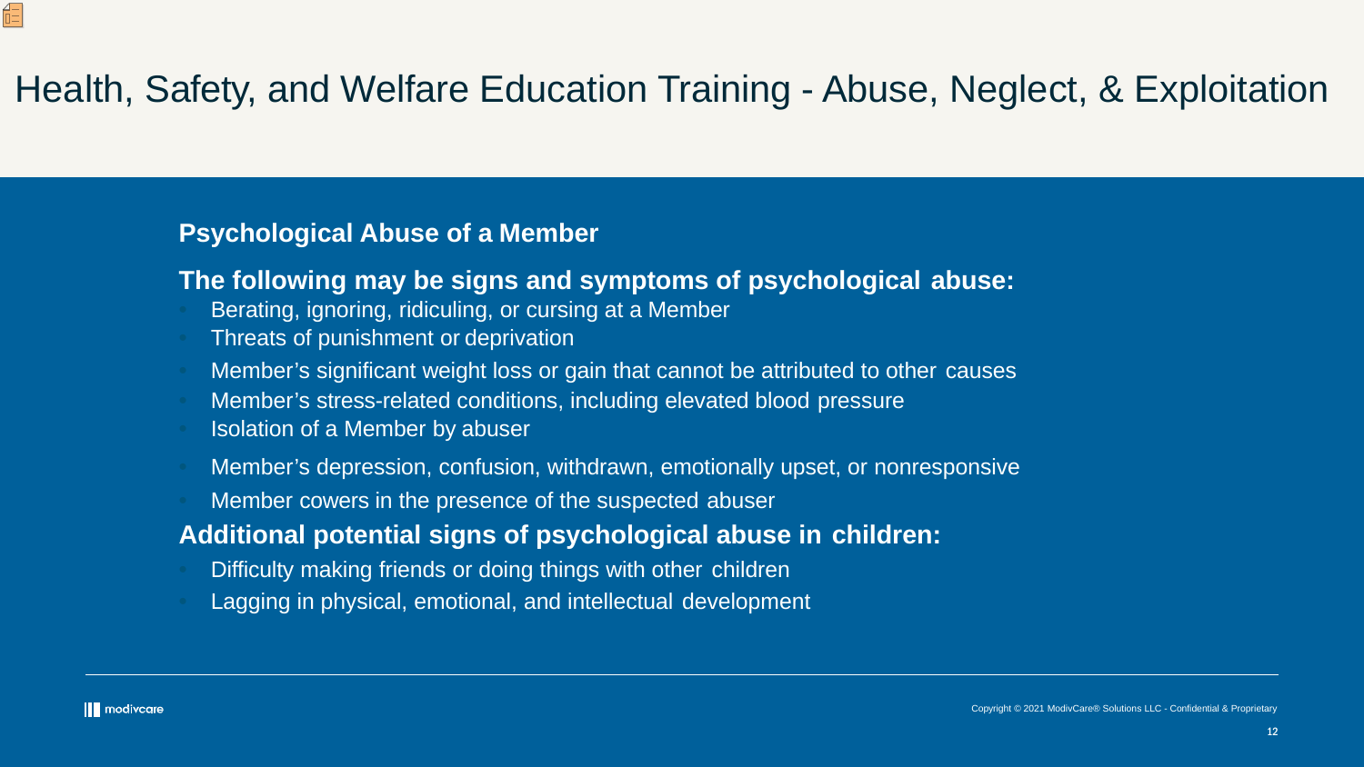# Health, Safety, and Welfare Education Training - Abuse, Neglect, & Exploitation

## Psychological Abuse of a Member

### The following may be signs and symptoms of psychological abuse:

- Berating, ignoring, ridiculing, or cursing at a Member
- Threats of punishment or deprivation
- Member's significant weight loss or gain that cannot be attributed to other causes
- Member's stress-related conditions, including elevated blood pressure
- Isolation of a Member by abuser
- Member's depression, confusion, withdrawn, emotionally upset, or nonresponsive
- Member cowers in the presence of the suspected abuser

### Additional potential signs of psychological abuse in children:

- Difficulty making friends or doing things with other children
- Lagging in physical, emotional, and intellectual development

Copyright © 2021 ModivCare® Solutions LLC - Confidential & Proprietary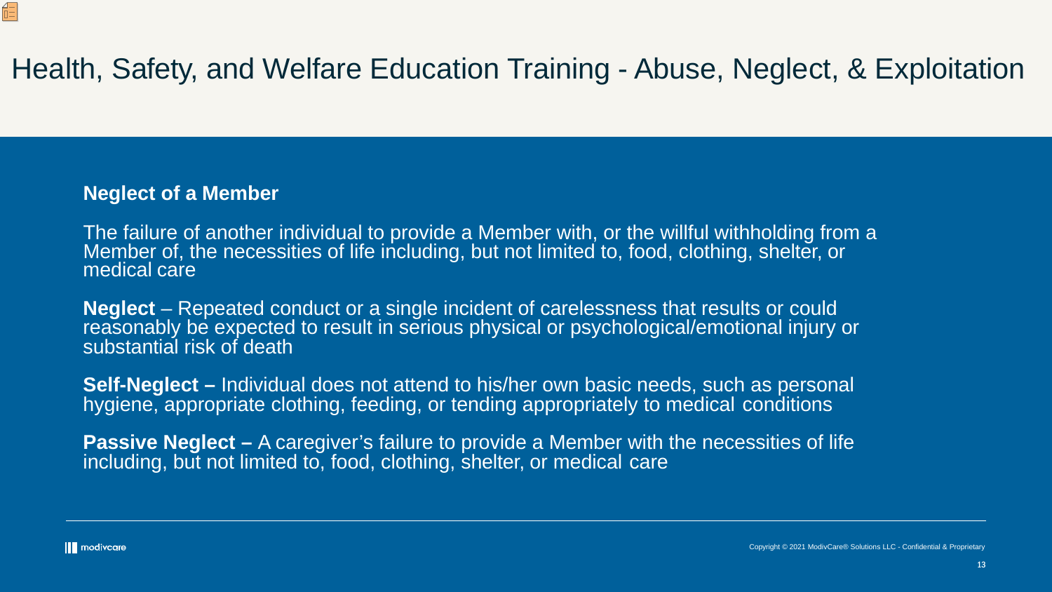# Health, Safety, and Welfare Education Training - Abuse, Neglect, & Exploitation

**Neglect of a Member**

The failure of another individual to provide a Member with, or the willful withholding from a Member of, the necessities of life including, but not limited to, food, clothing, shelter, or medical care

**Neglect** – Repeated conduct or a single incident of carelessness that results or could reasonably be expected to result in serious physical or psychological/emotional injury or substantial risk of death

**Self-Neglect –** Individual does not attend to his/her own basic needs, such as personal hygiene, appropriate clothing, feeding, or tending appropriately to medical conditions

**Passive Neglect –** A caregiver's failure to provide a Member with the necessities of life including, but not limited to, food, clothing, shelter, or medical care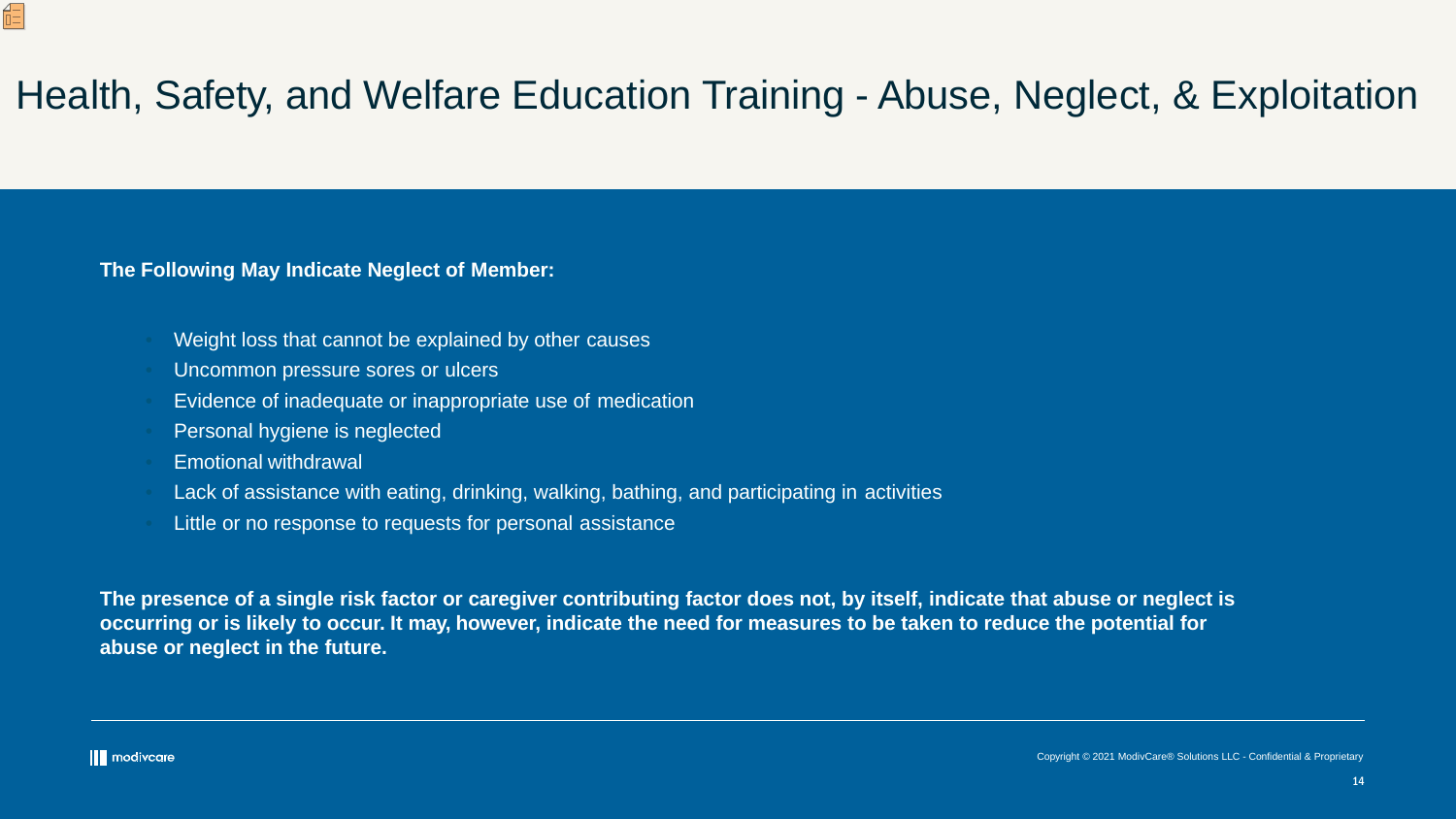# Health, Safety, and Welfare Education Training - Abuse, Neglect, & Exploitation

**The Following May Indicate Neglect of Member:**

- Weight loss that cannot be explained by other causes
- Uncommon pressure sores or ulcers
- Evidence of inadequate or inappropriate use of medication
- Personal hygiene is neglected
- Emotional withdrawal
- Lack of assistance with eating, drinking, walking, bathing, and participating in activities
- Little or no response to requests for personal assistance

**The presence of a single risk factor or caregiver contributing factor does not, by itself, indicate that abuse or neglect is occurring or is likely to occur. It may, however, indicate the need for measures to be taken to reduce the potential for abuse or neglect in the future.**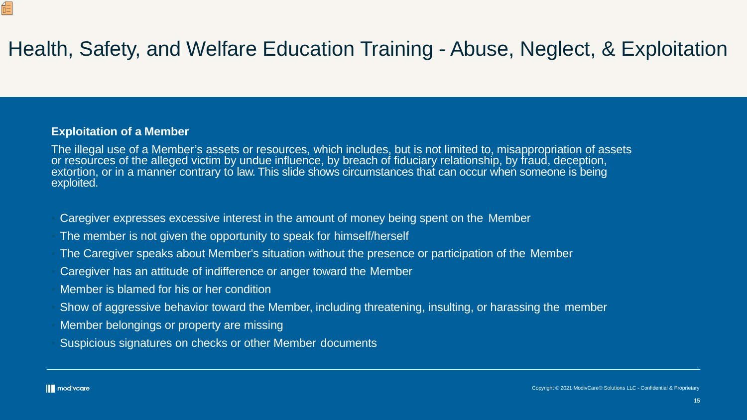# Health, Safety, and Welfare Education Training - Abuse, Neglect, & Exploitation

**Exploitation of a Member**

The illegal use of a Member's assets or resources, which includes, but is not limited to, misappropriation of assets or resources of the alleged victim by undue influence, by breach of fiduciary relationship, by fraud, deception, extortion, or in a manner contrary to law. This slide shows circumstances that can occur when someone is being exploited.

- Caregiver expresses excessive interest in the amount of money being spent on the Member
- The member is not given the opportunity to speak for himself/herself
- The Caregiver speaks about Member's situation without the presence or participation of the Member
- Caregiver has an attitude of indifference or anger toward the Member
- Member is blamed for his or her condition
- Show of aggressive behavior toward the Member, including threatening, insulting, or harassing the member
- Member belongings or property are missing
- Suspicious signatures on checks or other Member documents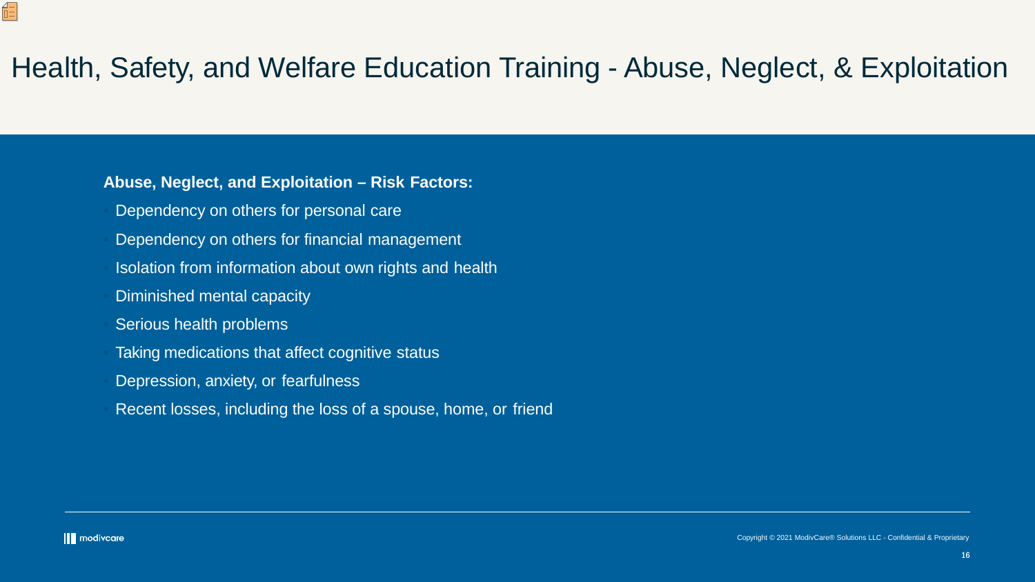# Health, Safety, and Welfare Education Training - Abuse, Neglect, & Exploitation

**Abuse, Neglect, and Exploitation – Risk Factors:**

- Dependency on others for personal care
- Dependency on others for financial management
- Isolation from information about own rights and health
- Diminished mental capacity
- Serious health problems
- Taking medications that affect cognitive status
- Depression, anxiety, or fearfulness
- Recent losses, including the loss of a spouse, home, or friend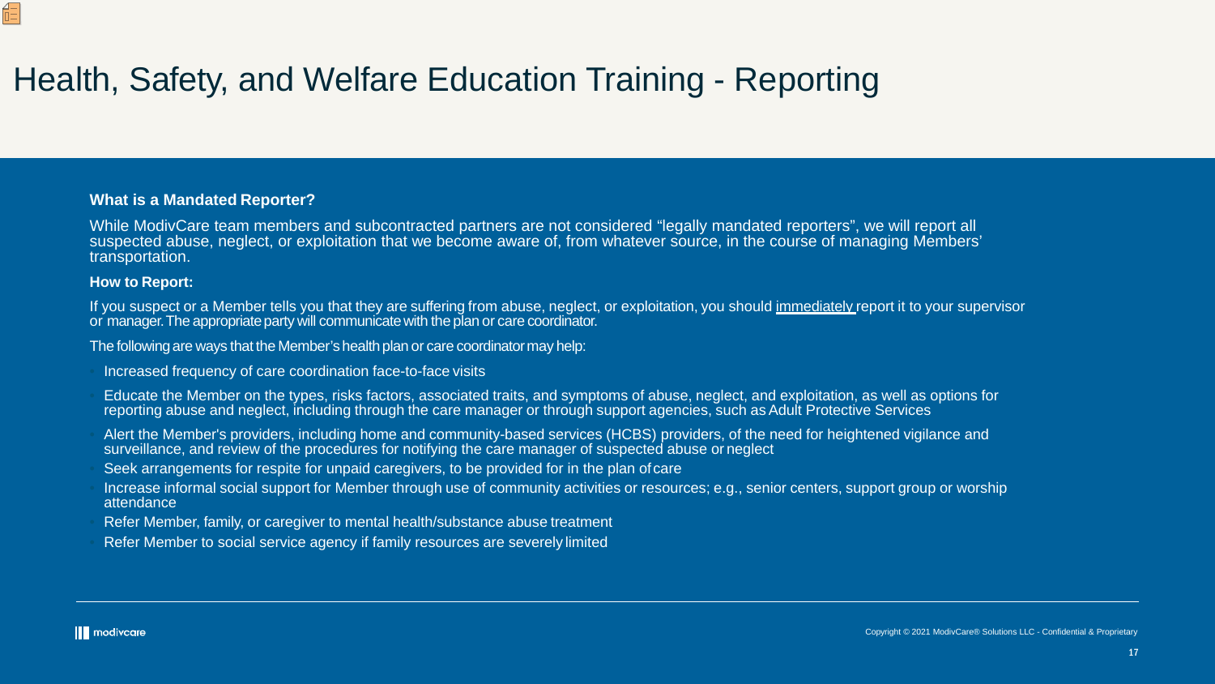# Health, Safety, and Welfare Education Training - Reporting

**What is a Mandated Reporter?**

While ModivCare team members and subcontracted partners are not considered “legally mandated reporters”, we will report all suspected abuse, neglect, or exploitation that we become aware of, from whatever source, in the course of managing Members’ transportation.

**How to Report:**

If you suspect or a Member tells you that they are suffering from abuse, neglect, or exploitation, you should <u>immediately</u> report it to your supervisor or manager. The appropriate party will communicate with the plan or care coordinator.

The following are ways that the Member’s health plan or care coordinator may help:

- Increased frequency of care coordination face-to-face visits
- Educate the Member on the types, risks factors, associated traits, and symptoms of abuse, neglect, and exploitation, as well as options for reporting abuse and neglect, including through the care manager or through support agencies, such as Adult Protective Services
- Alert the Member's providers, including home and community-based services (HCBS) providers, of the need for heightened vigilance and surveillance, and review of the procedures for notifying the care manager of suspected abuse or neglect
- Seek arrangements for respite for unpaid caregivers, to be provided for in the plan of care
- Increase informal social support for Member through use of community activities or resources; e.g., senior centers, support group or worship attendance
- Refer Member, family, or caregiver to mental health/substance abuse treatment
- Refer Member to social service agency if family resources are severely limited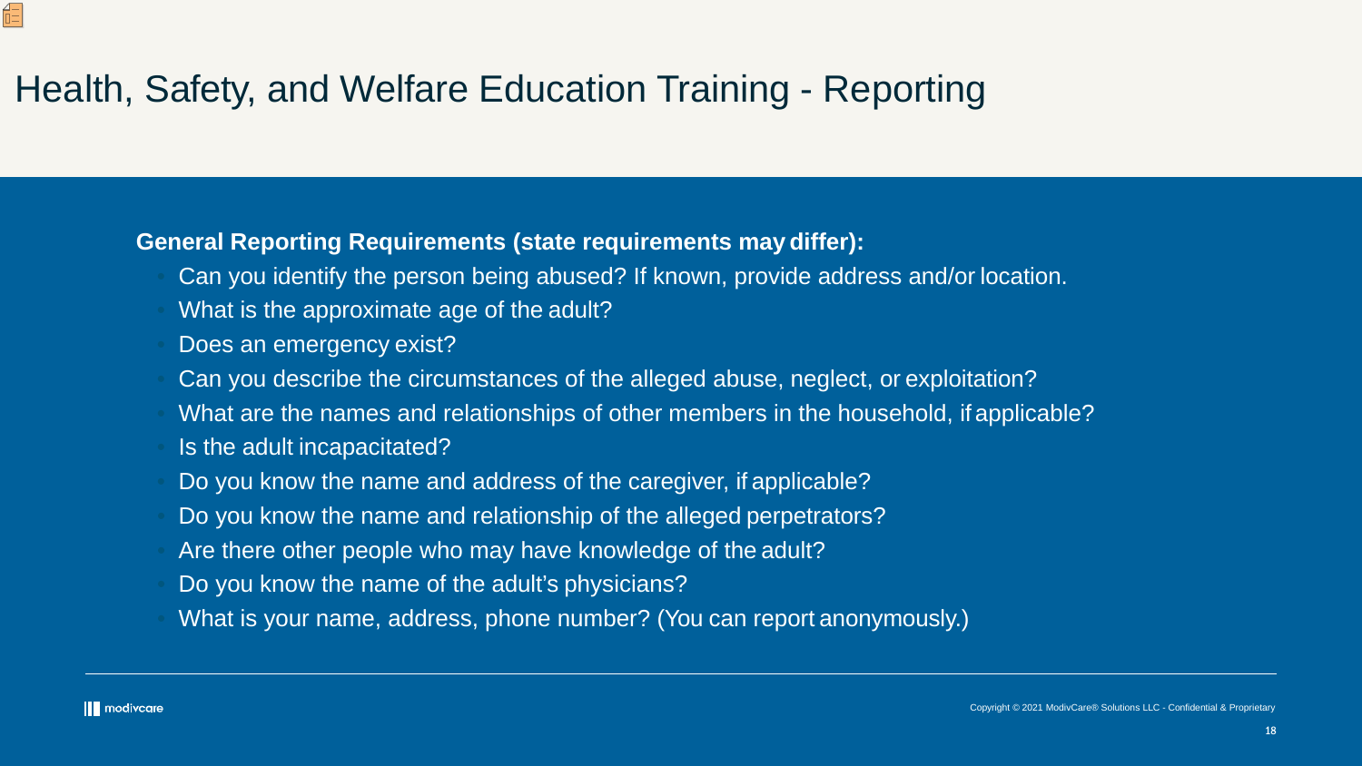# Health, Safety, and Welfare Education Training - Reporting

**General Reporting Requirements (state requirements may differ):**

- Can you identify the person being abused? If known, provide address and/or location.
- What is the approximate age of the adult?
- Does an emergency exist?
- Can you describe the circumstances of the alleged abuse, neglect, or exploitation?
- What are the names and relationships of other members in the household, if applicable?
- Is the adult incapacitated?
- Do you know the name and address of the caregiver, if applicable?
- Do you know the name and relationship of the alleged perpetrators?
- Are there other people who may have knowledge of the adult?
- Do you know the name of the adult's physicians?
- What is your name, address, phone number? (You can report anonymously.)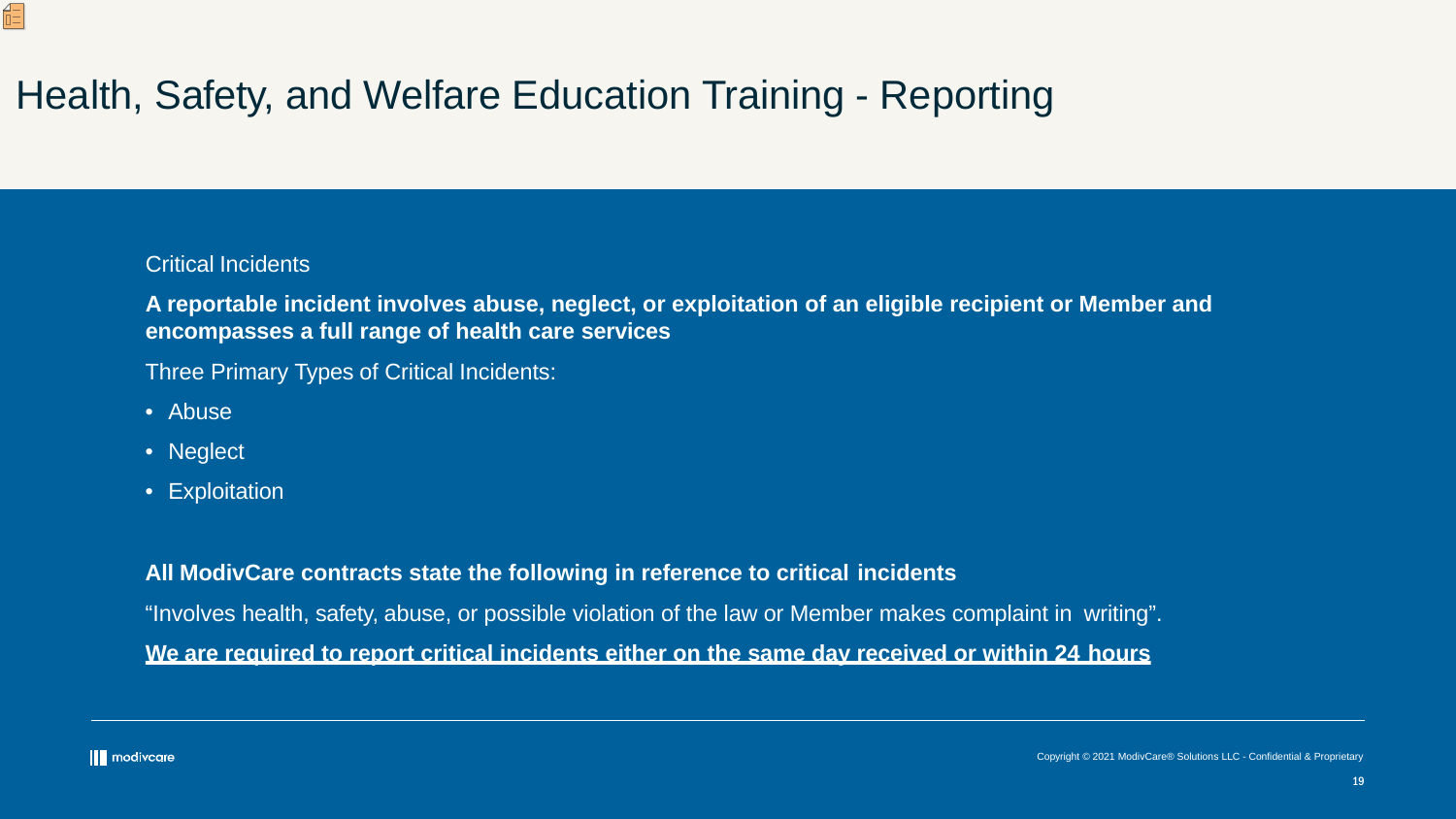# Health, Safety, and Welfare Education Training - Reporting

Critical Incidents

**A reportable incident involves abuse, neglect, or exploitation of an eligible recipient or Member and encompasses a full range of health care services**

Three Primary Types of Critical Incidents:

- Abuse
- Neglect
- Exploitation

**All ModivCare contracts state the following in reference to critical incidents**

“Involves health, safety, abuse, or possible violation of the law or Member makes complaint in writing”.

<u>**We are required to report critical incidents either on the same day received or within 24 hours**</u>

Copyright © 2021 ModivCare® Solutions LLC - Confidential & Proprietary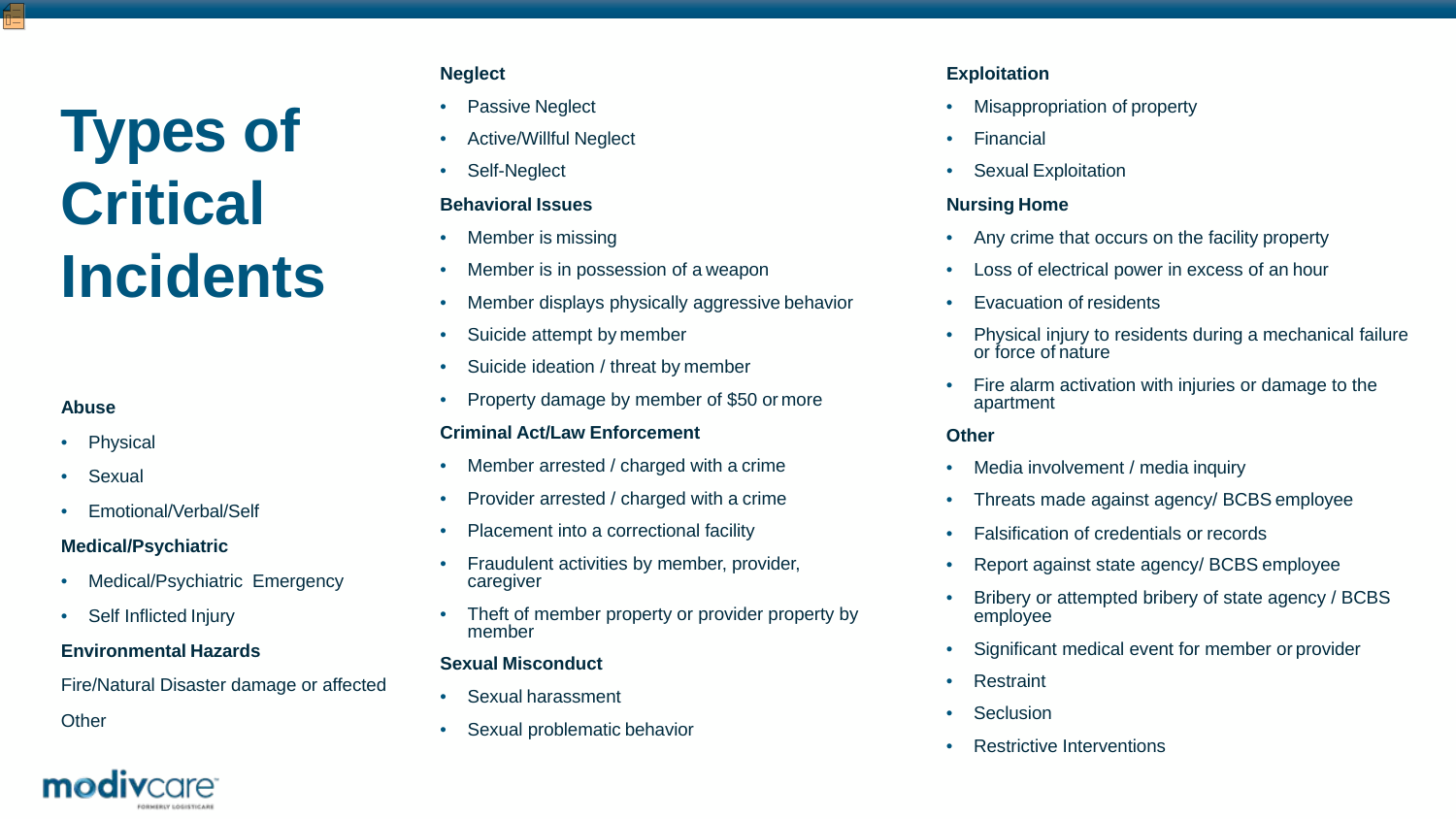# Types of Critical Incidents

**Abuse**

- Physical
- Sexual
- Emotional/Verbal/Self

**Medical/Psychiatric**

- Medical/Psychiatric Emergency
- Self Inflicted Injury

**Environmental Hazards**

Fire/Natural Disaster damage or affected

Other

**Neglect**

- Passive Neglect
- Active/Willful Neglect
- Self-Neglect

**Behavioral Issues**

- Member is missing
- Member is in possession of a weapon
- Member displays physically aggressive behavior
- Suicide attempt by member
- Suicide ideation / threat by member
- Property damage by member of $50 or more

**Criminal Act/Law Enforcement**

- Member arrested / charged with a crime
- Provider arrested / charged with a crime
- Placement into a correctional facility
- Fraudulent activities by member, provider, caregiver
- Theft of member property or provider property by member

**Sexual Misconduct**

- Sexual harassment
- Sexual problematic behavior

**Exploitation**

- Misappropriation of property
- Financial
- Sexual Exploitation

**Nursing Home**

- Any crime that occurs on the facility property
- Loss of electrical power in excess of an hour
- Evacuation of residents
- Physical injury to residents during a mechanical failure or force of nature
- Fire alarm activation with injuries or damage to the apartment

**Other**

- Media involvement / media inquiry
- Threats made against agency/ BCBS employee
- Falsification of credentials or records
- Report against state agency/ BCBS employee
- Bribery or attempted bribery of state agency / BCBS employee
- Significant medical event for member or provider
- Restraint
- Seclusion
- Restrictive Interventions

modivcare FORMERLY LOGISTICARE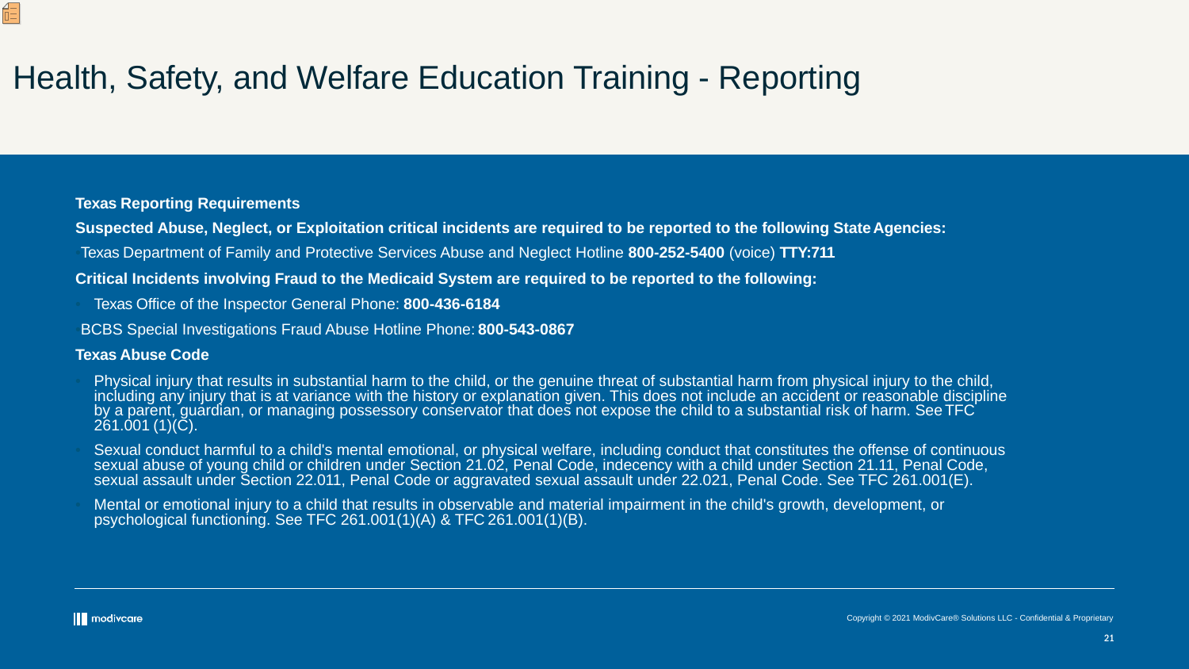# Health, Safety, and Welfare Education Training - Reporting

**Texas Reporting Requirements**

**Suspected Abuse, Neglect, or Exploitation critical incidents are required to be reported to the following State Agencies:**

- Texas Department of Family and Protective Services Abuse and Neglect Hotline **800-252-5400** (voice) **TTY:711**

**Critical Incidents involving Fraud to the Medicaid System are required to be reported to the following:**

- Texas Office of the Inspector General Phone: **800-436-6184**
- BCBS Special Investigations Fraud Abuse Hotline Phone: **800-543-0867**

**Texas Abuse Code**

- Physical injury that results in substantial harm to the child, or the genuine threat of substantial harm from physical injury to the child, including any injury that is at variance with the history or explanation given. This does not include an accident or reasonable discipline by a parent, guardian, or managing possessory conservator that does not expose the child to a substantial risk of harm. See TFC 261.001 (1)(C).
- Sexual conduct harmful to a child's mental emotional, or physical welfare, including conduct that constitutes the offense of continuous sexual abuse of young child or children under Section 21.02, Penal Code, indecency with a child under Section 21.11, Penal Code, sexual assault under Section 22.011, Penal Code or aggravated sexual assault under 22.021, Penal Code. See TFC 261.001(E).
- Mental or emotional injury to a child that results in observable and material impairment in the child's growth, development, or psychological functioning. See TFC 261.001(1)(A) & TFC 261.001(1)(B).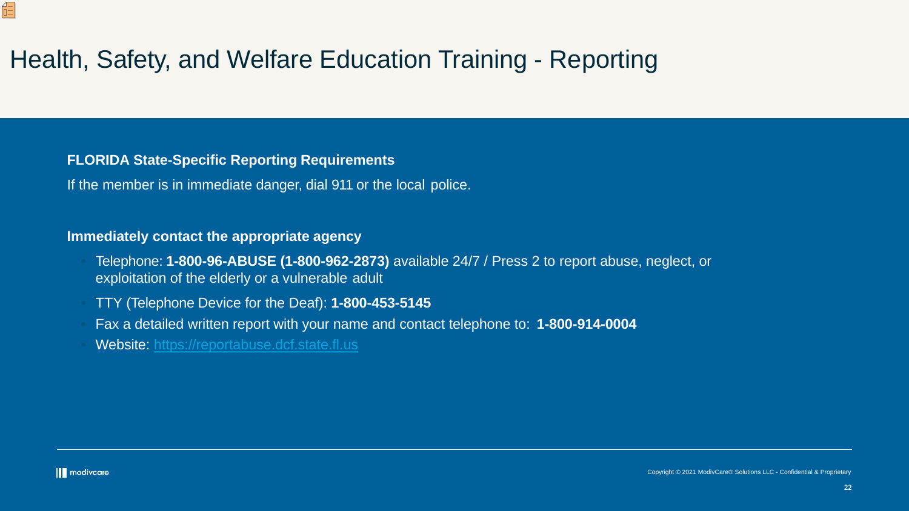# Health, Safety, and Welfare Education Training - Reporting

**FLORIDA State-Specific Reporting Requirements**

If the member is in immediate danger, dial 911 or the local police.

**Immediately contact the appropriate agency**

- Telephone: **1-800-96-ABUSE (1-800-962-2873)** available 24/7 / Press 2 to report abuse, neglect, or exploitation of the elderly or a vulnerable adult
- TTY (Telephone Device for the Deaf): **1-800-453-5145**
- Fax a detailed written report with your name and contact telephone to: **1-800-914-0004**
- Website: https://reportabuse.dcf.state.fl.us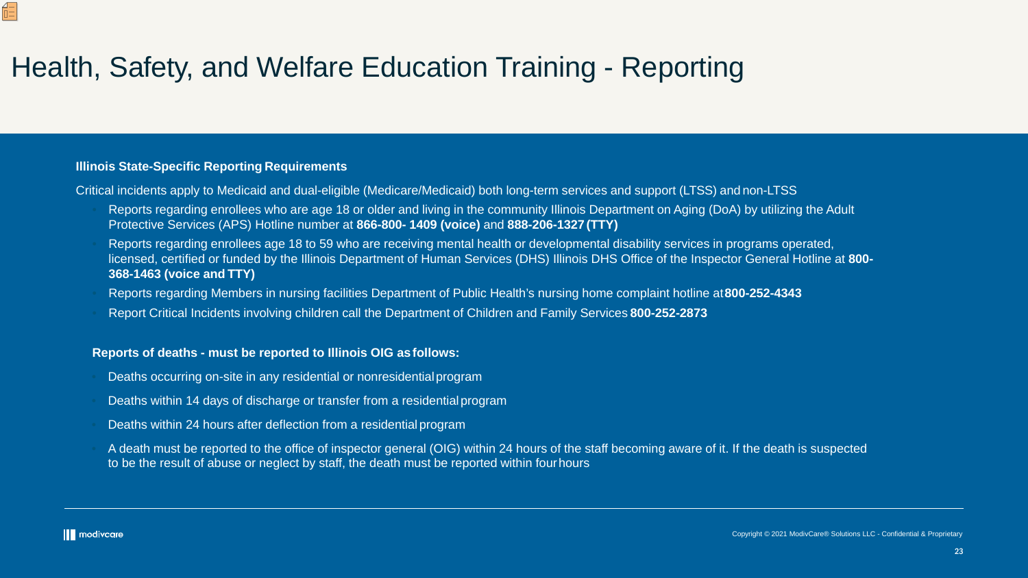# Health, Safety, and Welfare Education Training - Reporting

**Illinois State-Specific Reporting Requirements**

Critical incidents apply to Medicaid and dual-eligible (Medicare/Medicaid) both long-term services and support (LTSS) and non-LTSS

- Reports regarding enrollees who are age 18 or older and living in the community Illinois Department on Aging (DoA) by utilizing the Adult Protective Services (APS) Hotline number at **866-800- 1409 (voice)** and **888-206-1327 (TTY)**
- Reports regarding enrollees age 18 to 59 who are receiving mental health or developmental disability services in programs operated, licensed, certified or funded by the Illinois Department of Human Services (DHS) Illinois DHS Office of the Inspector General Hotline at **800-368-1463 (voice and TTY)**
- Reports regarding Members in nursing facilities Department of Public Health's nursing home complaint hotline at **800-252-4343**
- Report Critical Incidents involving children call the Department of Children and Family Services **800-252-2873**

**Reports of deaths - must be reported to Illinois OIG as follows:**

- Deaths occurring on-site in any residential or nonresidential program
- Deaths within 14 days of discharge or transfer from a residential program
- Deaths within 24 hours after deflection from a residential program
- A death must be reported to the office of inspector general (OIG) within 24 hours of the staff becoming aware of it. If the death is suspected to be the result of abuse or neglect by staff, the death must be reported within four hours

modivcare

Copyright © 2021 ModivCare® Solutions LLC - Confidential & Proprietary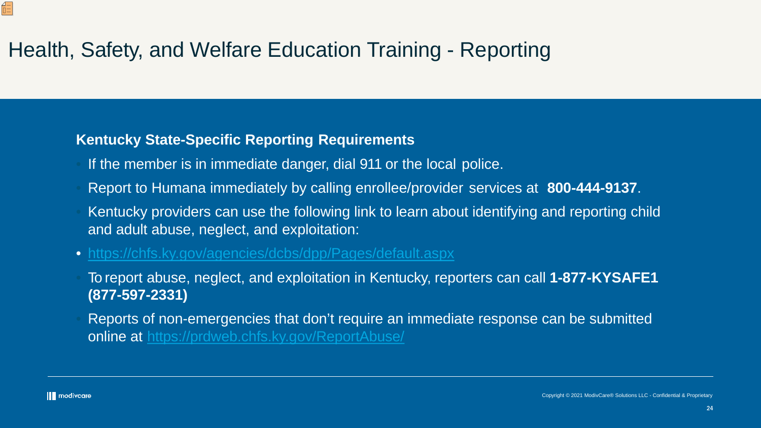# Health, Safety, and Welfare Education Training - Reporting

**Kentucky State-Specific Reporting Requirements**

- If the member is in immediate danger, dial 911 or the local police.
- Report to Humana immediately by calling enrollee/provider services at **800-444-9137**.
- Kentucky providers can use the following link to learn about identifying and reporting child and adult abuse, neglect, and exploitation:
- https://chfs.ky.gov/agencies/dcbs/dpp/Pages/default.aspx
- To report abuse, neglect, and exploitation in Kentucky, reporters can call **1-877-KYSAFE1 (877-597-2331)**
- Reports of non-emergencies that don't require an immediate response can be submitted online at https://prdweb.chfs.ky.gov/ReportAbuse/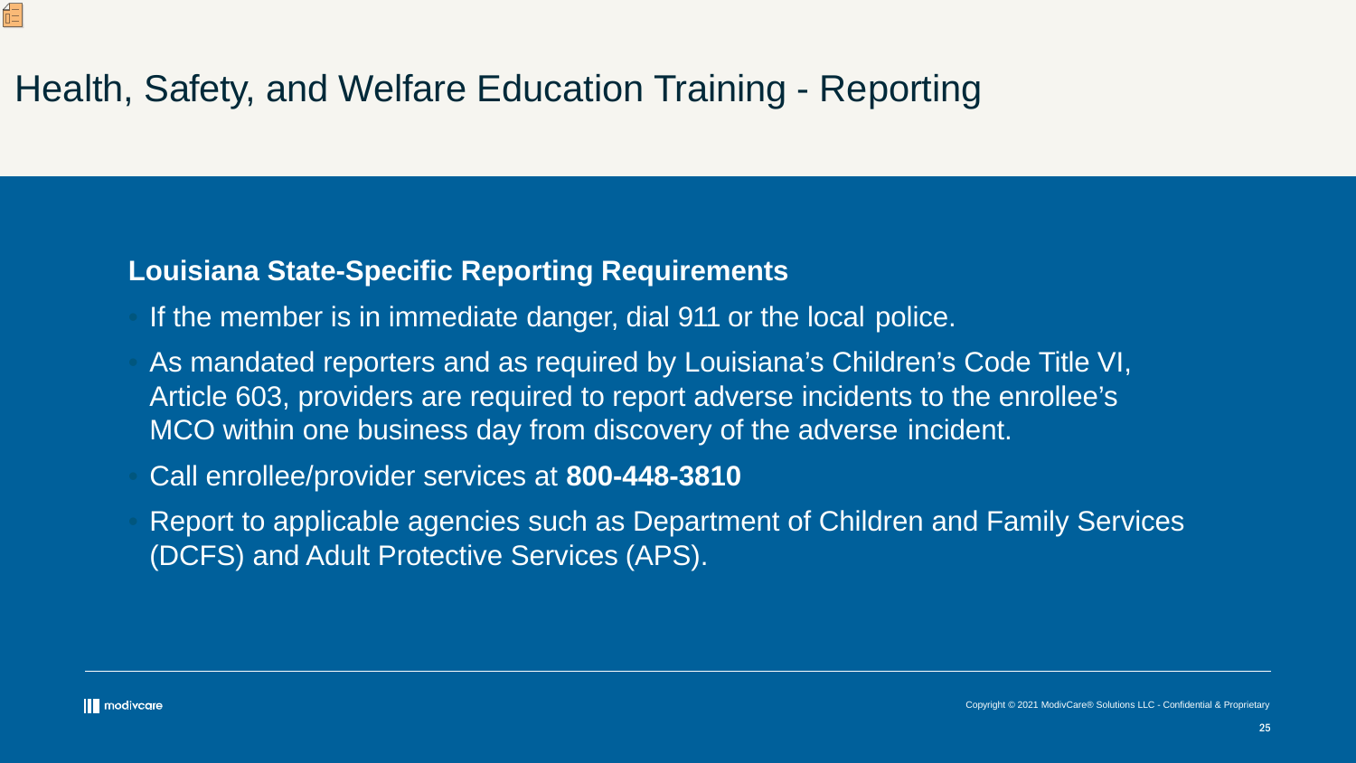# Health, Safety, and Welfare Education Training - Reporting

**Louisiana State-Specific Reporting Requirements**

- If the member is in immediate danger, dial 911 or the local police.
- As mandated reporters and as required by Louisiana's Children's Code Title VI, Article 603, providers are required to report adverse incidents to the enrollee's MCO within one business day from discovery of the adverse incident.
- Call enrollee/provider services at **800-448-3810**
- Report to applicable agencies such as Department of Children and Family Services (DCFS) and Adult Protective Services (APS).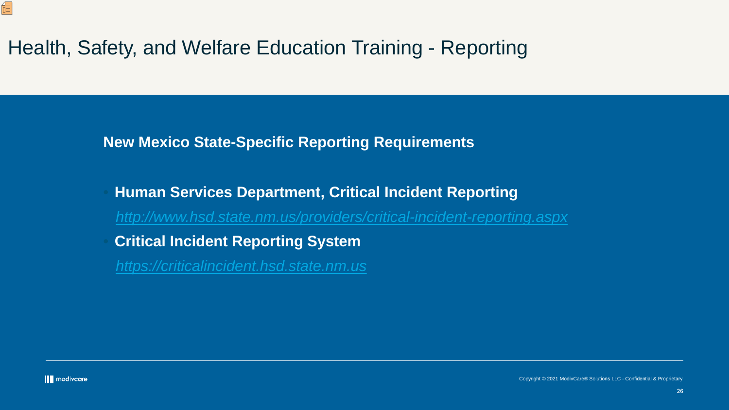# Health, Safety, and Welfare Education Training - Reporting

**New Mexico State-Specific Reporting Requirements**

- **Human Services Department, Critical Incident Reporting**
  *http://www.hsd.state.nm.us/providers/critical-incident-reporting.aspx*
- **Critical Incident Reporting System**
  *https://criticalincident.hsd.state.nm.us*

Copyright © 2021 ModivCare® Solutions LLC - Confidential & Proprietary